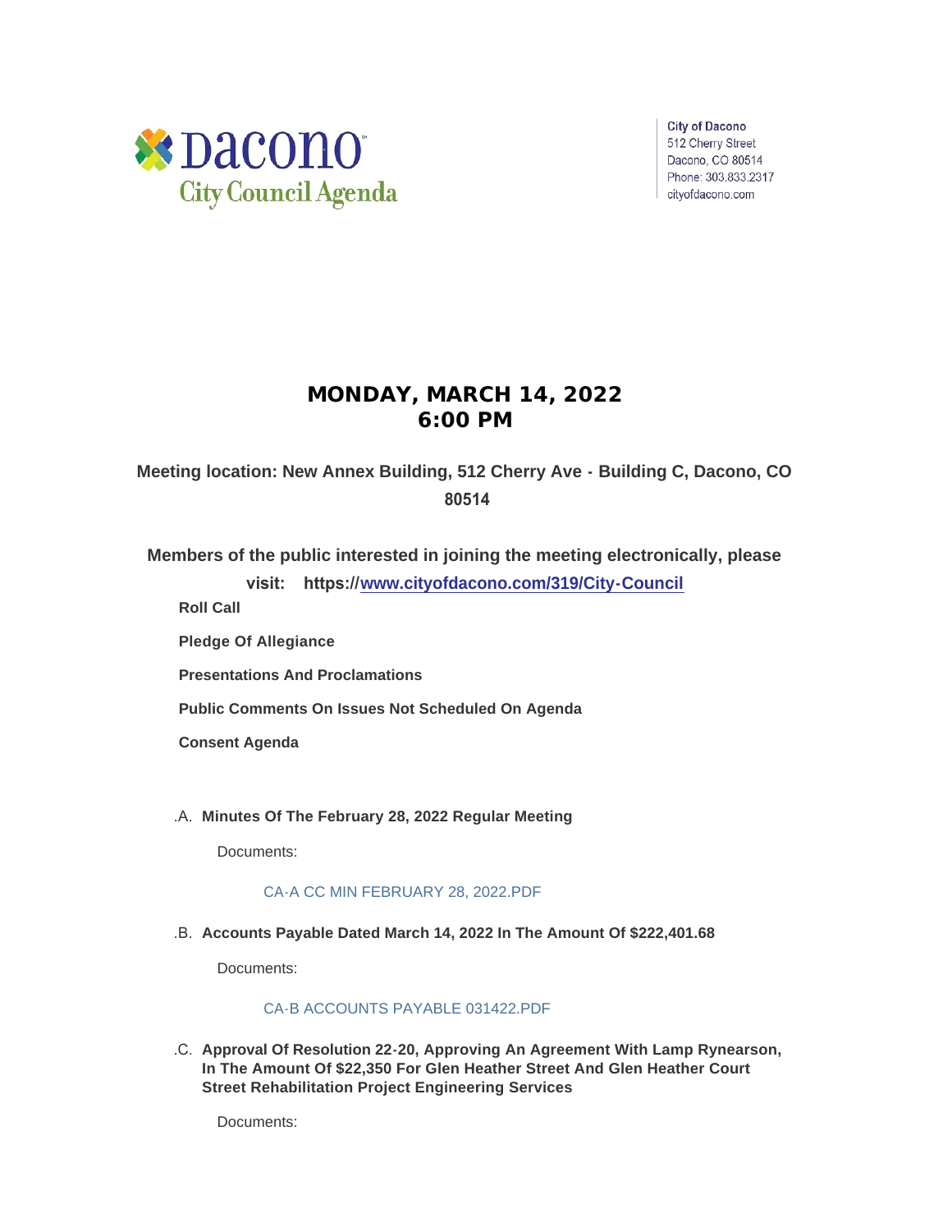Dacono
City Council Agenda

City of Dacono
512 Cherry Street
Dacono, CO 80514
Phone: 303.833.2317
cityofdacono.com

# MONDAY, MARCH 14, 2022
# 6:00 PM

**Meeting location: New Annex Building, 512 Cherry Ave - Building C, Dacono, CO 80514**

**Members of the public interested in joining the meeting electronically, please visit: https://www.cityofdacono.com/319/City-Council**

**Roll Call**

**Pledge Of Allegiance**

**Presentations And Proclamations**

**Public Comments On Issues Not Scheduled On Agenda**

**Consent Agenda**

.A. **Minutes Of The February 28, 2022 Regular Meeting**

Documents:

CA-A CC MIN FEBRUARY 28, 2022.PDF

.B. **Accounts Payable Dated March 14, 2022 In The Amount Of $222,401.68**

Documents:

CA-B ACCOUNTS PAYABLE 031422.PDF

.C. **Approval Of Resolution 22-20, Approving An Agreement With Lamp Rynearson, In The Amount Of $22,350 For Glen Heather Street And Glen Heather Court Street Rehabilitation Project Engineering Services**

Documents: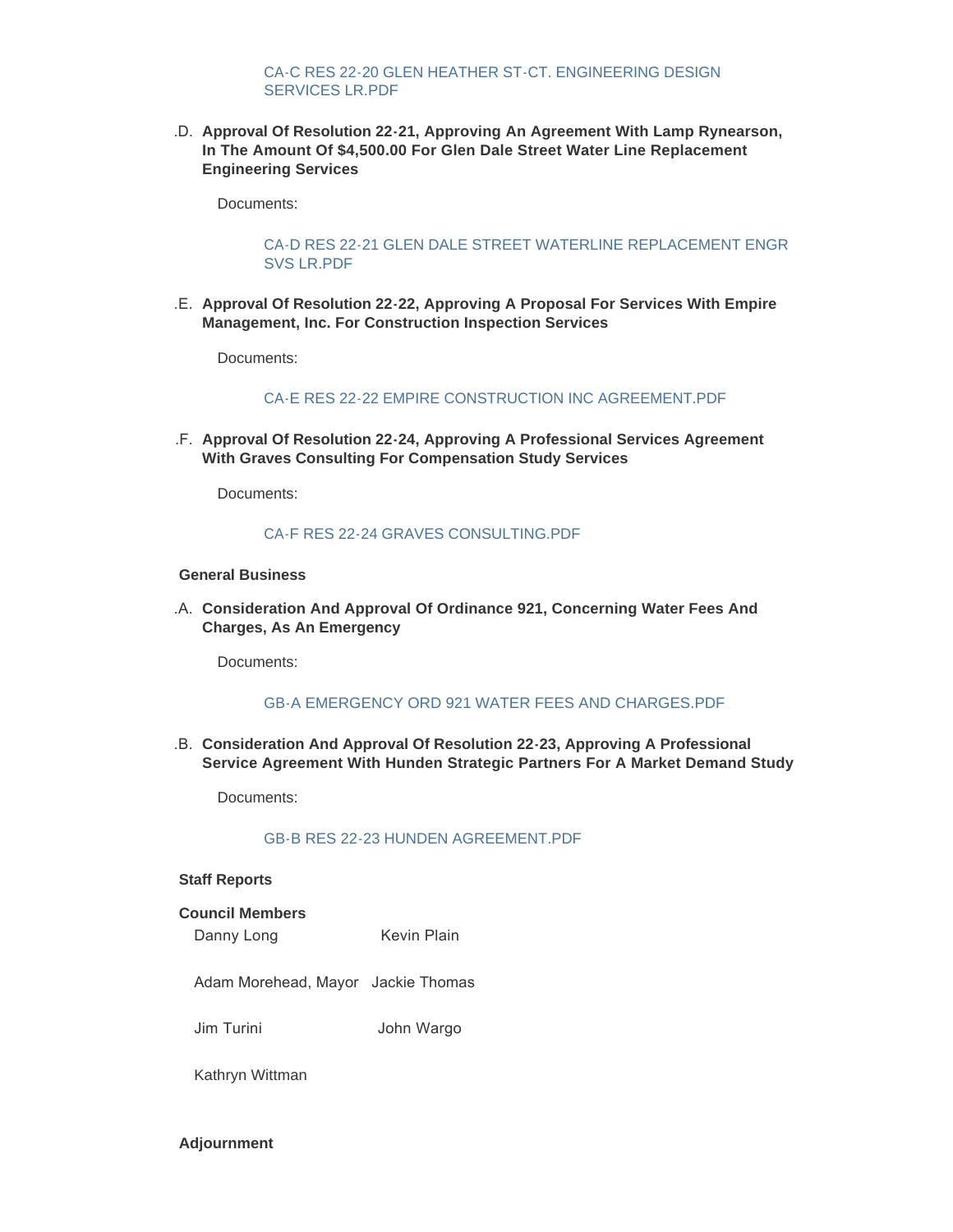CA-C RES 22-20 GLEN HEATHER ST-CT. ENGINEERING DESIGN SERVICES LR.PDF

.D. **Approval Of Resolution 22-21, Approving An Agreement With Lamp Rynearson, In The Amount Of $4,500.00 For Glen Dale Street Water Line Replacement Engineering Services**

Documents:

CA-D RES 22-21 GLEN DALE STREET WATERLINE REPLACEMENT ENGR SVS LR.PDF

.E. **Approval Of Resolution 22-22, Approving A Proposal For Services With Empire Management, Inc. For Construction Inspection Services**

Documents:

CA-E RES 22-22 EMPIRE CONSTRUCTION INC AGREEMENT.PDF

.F. **Approval Of Resolution 22-24, Approving A Professional Services Agreement With Graves Consulting For Compensation Study Services**

Documents:

CA-F RES 22-24 GRAVES CONSULTING.PDF

**General Business**

.A. **Consideration And Approval Of Ordinance 921, Concerning Water Fees And Charges, As An Emergency**

Documents:

GB-A EMERGENCY ORD 921 WATER FEES AND CHARGES.PDF

.B. **Consideration And Approval Of Resolution 22-23, Approving A Professional Service Agreement With Hunden Strategic Partners For A Market Demand Study**

Documents:

GB-B RES 22-23 HUNDEN AGREEMENT.PDF

**Staff Reports**

**Council Members**

Danny Long

Kevin Plain

Adam Morehead, Mayor

Jackie Thomas

Jim Turini

John Wargo

Kathryn Wittman

**Adjournment**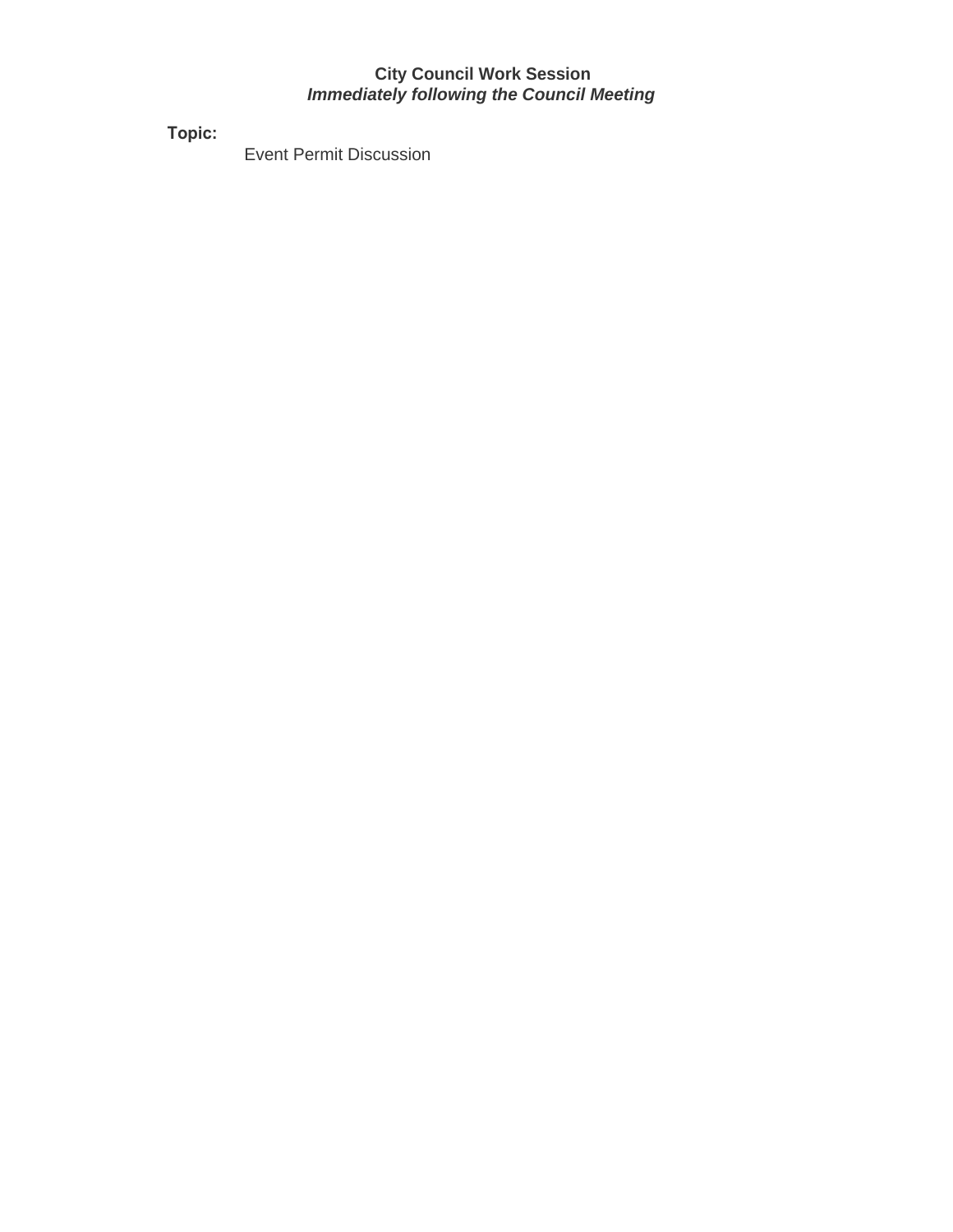**City Council Work Session**

***Immediately following the Council Meeting***

**Topic:**

Event Permit Discussion